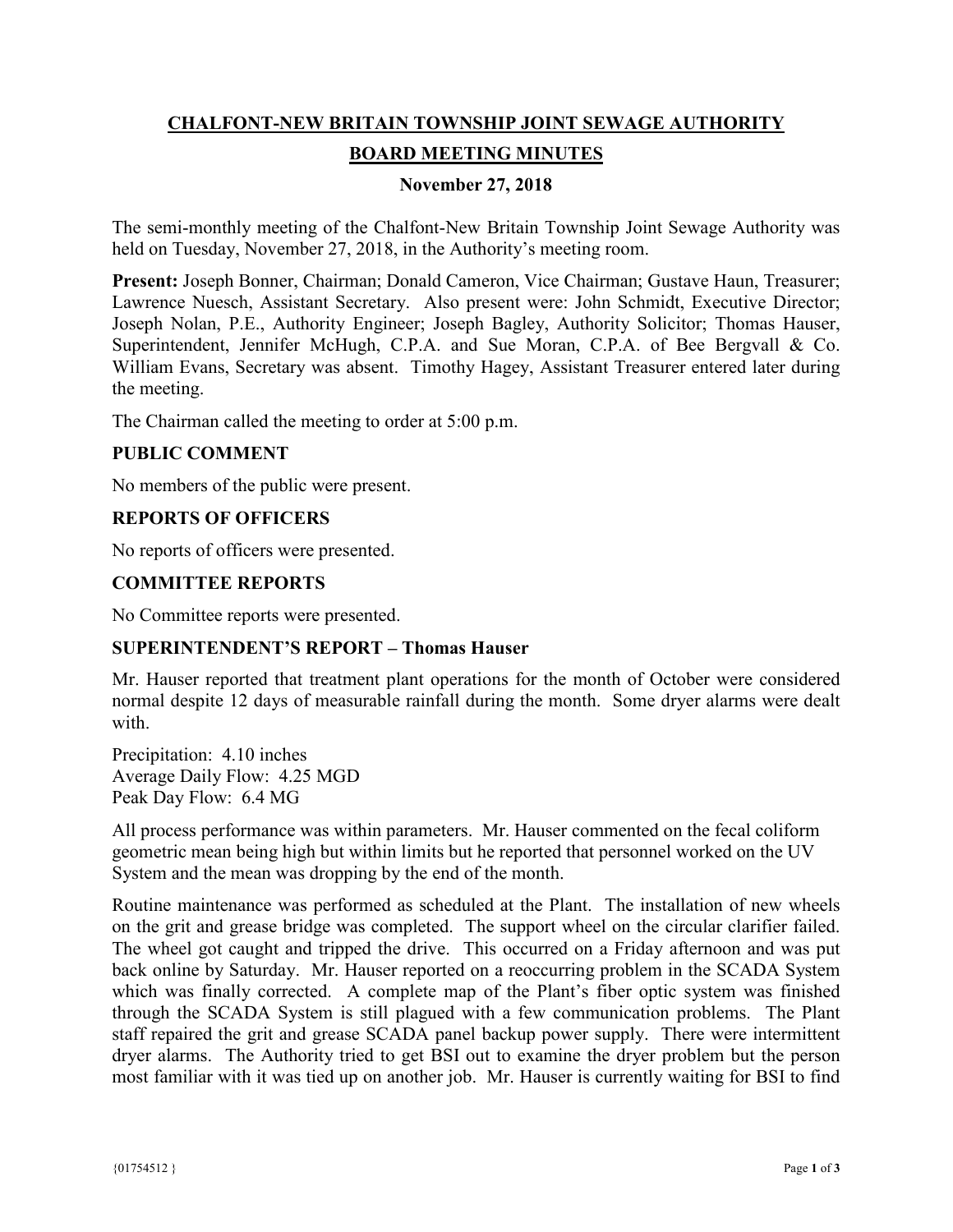# CHALFONT-NEW BRITAIN TOWNSHIP JOINT SEWAGE AUTHORITY

## BOARD MEETING MINUTES

### November 27, 2018

The semi-monthly meeting of the Chalfont-New Britain Township Joint Sewage Authority was held on Tuesday, November 27, 2018, in the Authority's meeting room.

**Present:** Joseph Bonner, Chairman; Donald Cameron, Vice Chairman; Gustave Haun, Treasurer; Lawrence Nuesch, Assistant Secretary. Also present were: John Schmidt, Executive Director; Joseph Nolan, P.E., Authority Engineer; Joseph Bagley, Authority Solicitor; Thomas Hauser, Superintendent, Jennifer McHugh, C.P.A. and Sue Moran, C.P.A. of Bee Bergvall & Co. William Evans, Secretary was absent. Timothy Hagey, Assistant Treasurer entered later during the meeting.

The Chairman called the meeting to order at 5:00 p.m.

### PUBLIC COMMENT

No members of the public were present.

### REPORTS OF OFFICERS

No reports of officers were presented.

### COMMITTEE REPORTS

No Committee reports were presented.

### SUPERINTENDENT'S REPORT – Thomas Hauser

Mr. Hauser reported that treatment plant operations for the month of October were considered normal despite 12 days of measurable rainfall during the month. Some dryer alarms were dealt with.

Precipitation: 4.10 inches
Average Daily Flow: 4.25 MGD
Peak Day Flow: 6.4 MG

All process performance was within parameters. Mr. Hauser commented on the fecal coliform geometric mean being high but within limits but he reported that personnel worked on the UV System and the mean was dropping by the end of the month.

Routine maintenance was performed as scheduled at the Plant. The installation of new wheels on the grit and grease bridge was completed. The support wheel on the circular clarifier failed. The wheel got caught and tripped the drive. This occurred on a Friday afternoon and was put back online by Saturday. Mr. Hauser reported on a reoccurring problem in the SCADA System which was finally corrected. A complete map of the Plant's fiber optic system was finished through the SCADA System is still plagued with a few communication problems. The Plant staff repaired the grit and grease SCADA panel backup power supply. There were intermittent dryer alarms. The Authority tried to get BSI out to examine the dryer problem but the person most familiar with it was tied up on another job. Mr. Hauser is currently waiting for BSI to find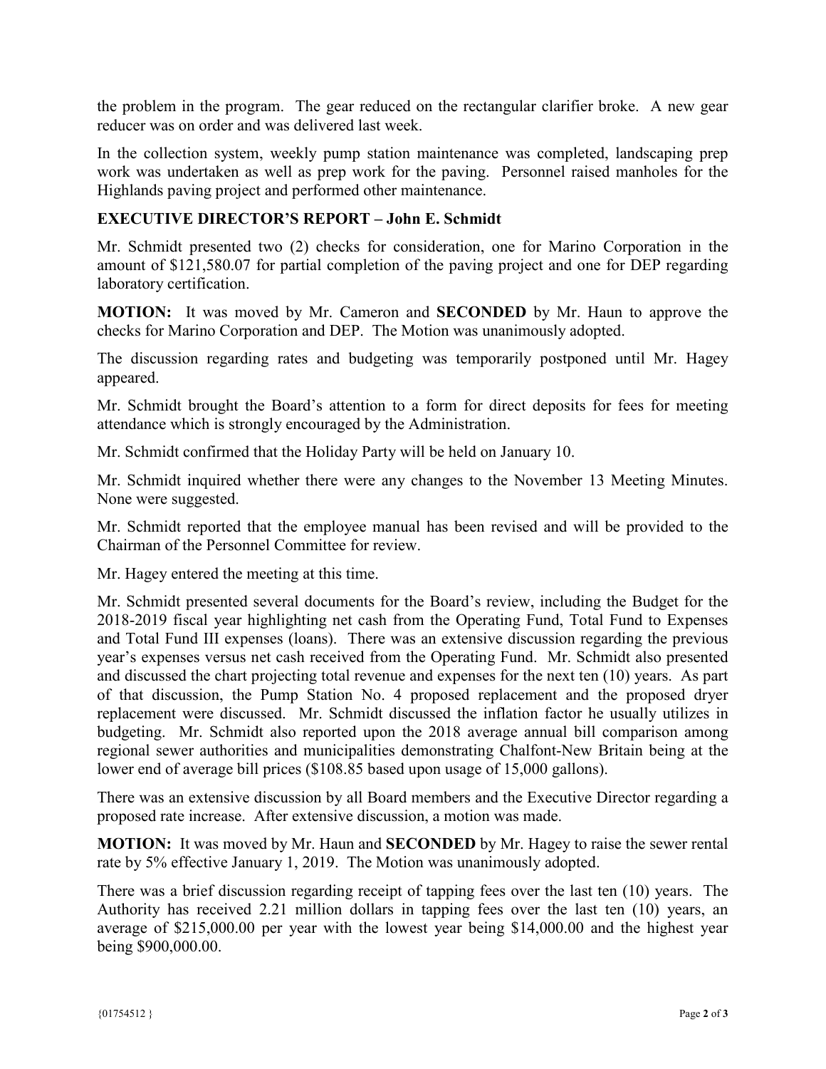the problem in the program. The gear reduced on the rectangular clarifier broke. A new gear reducer was on order and was delivered last week.

In the collection system, weekly pump station maintenance was completed, landscaping prep work was undertaken as well as prep work for the paving. Personnel raised manholes for the Highlands paving project and performed other maintenance.

## EXECUTIVE DIRECTOR'S REPORT – John E. Schmidt

Mr. Schmidt presented two (2) checks for consideration, one for Marino Corporation in the amount of $121,580.07 for partial completion of the paving project and one for DEP regarding laboratory certification.

**MOTION:** It was moved by Mr. Cameron and **SECONDED** by Mr. Haun to approve the checks for Marino Corporation and DEP. The Motion was unanimously adopted.

The discussion regarding rates and budgeting was temporarily postponed until Mr. Hagey appeared.

Mr. Schmidt brought the Board's attention to a form for direct deposits for fees for meeting attendance which is strongly encouraged by the Administration.

Mr. Schmidt confirmed that the Holiday Party will be held on January 10.

Mr. Schmidt inquired whether there were any changes to the November 13 Meeting Minutes. None were suggested.

Mr. Schmidt reported that the employee manual has been revised and will be provided to the Chairman of the Personnel Committee for review.

Mr. Hagey entered the meeting at this time.

Mr. Schmidt presented several documents for the Board's review, including the Budget for the 2018-2019 fiscal year highlighting net cash from the Operating Fund, Total Fund to Expenses and Total Fund III expenses (loans). There was an extensive discussion regarding the previous year's expenses versus net cash received from the Operating Fund. Mr. Schmidt also presented and discussed the chart projecting total revenue and expenses for the next ten (10) years. As part of that discussion, the Pump Station No. 4 proposed replacement and the proposed dryer replacement were discussed. Mr. Schmidt discussed the inflation factor he usually utilizes in budgeting. Mr. Schmidt also reported upon the 2018 average annual bill comparison among regional sewer authorities and municipalities demonstrating Chalfont-New Britain being at the lower end of average bill prices ($108.85 based upon usage of 15,000 gallons).

There was an extensive discussion by all Board members and the Executive Director regarding a proposed rate increase. After extensive discussion, a motion was made.

**MOTION:** It was moved by Mr. Haun and **SECONDED** by Mr. Hagey to raise the sewer rental rate by 5% effective January 1, 2019. The Motion was unanimously adopted.

There was a brief discussion regarding receipt of tapping fees over the last ten (10) years. The Authority has received 2.21 million dollars in tapping fees over the last ten (10) years, an average of $215,000.00 per year with the lowest year being $14,000.00 and the highest year being $900,000.00.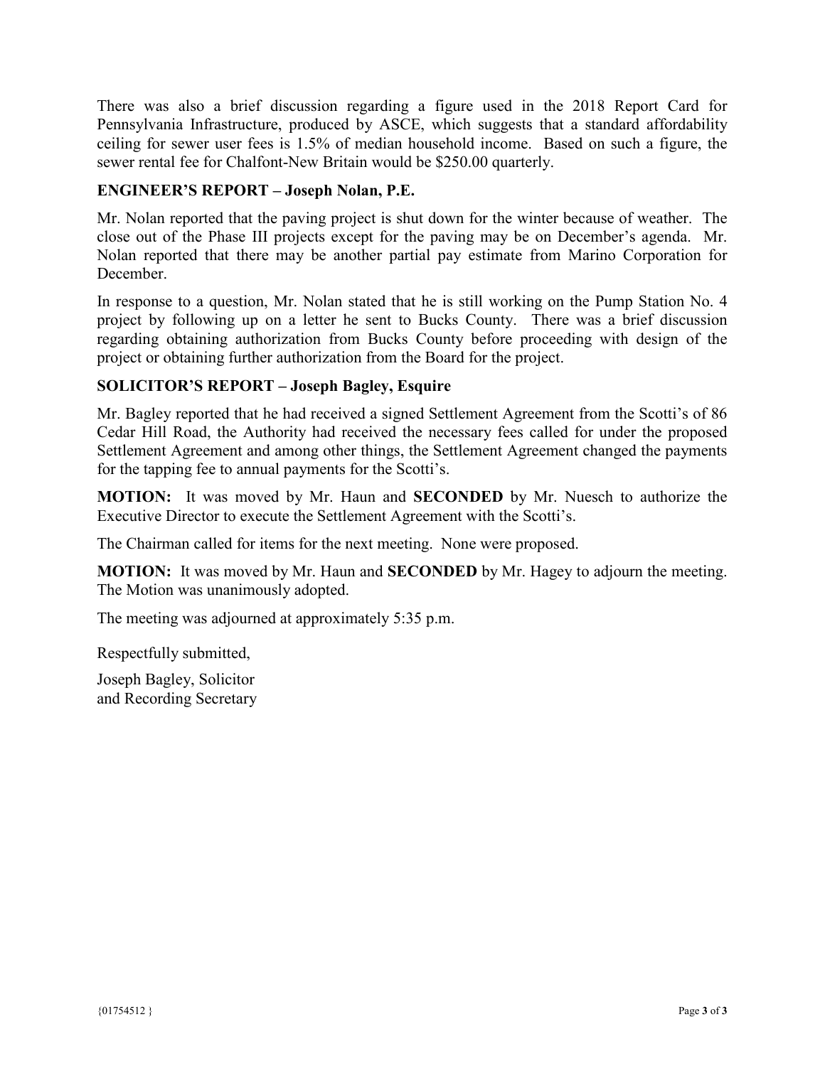There was also a brief discussion regarding a figure used in the 2018 Report Card for Pennsylvania Infrastructure, produced by ASCE, which suggests that a standard affordability ceiling for sewer user fees is 1.5% of median household income. Based on such a figure, the sewer rental fee for Chalfont-New Britain would be $250.00 quarterly.

**ENGINEER'S REPORT – Joseph Nolan, P.E.**

Mr. Nolan reported that the paving project is shut down for the winter because of weather. The close out of the Phase III projects except for the paving may be on December's agenda. Mr. Nolan reported that there may be another partial pay estimate from Marino Corporation for December.

In response to a question, Mr. Nolan stated that he is still working on the Pump Station No. 4 project by following up on a letter he sent to Bucks County. There was a brief discussion regarding obtaining authorization from Bucks County before proceeding with design of the project or obtaining further authorization from the Board for the project.

**SOLICITOR'S REPORT – Joseph Bagley, Esquire**

Mr. Bagley reported that he had received a signed Settlement Agreement from the Scotti's of 86 Cedar Hill Road, the Authority had received the necessary fees called for under the proposed Settlement Agreement and among other things, the Settlement Agreement changed the payments for the tapping fee to annual payments for the Scotti's.

**MOTION:** It was moved by Mr. Haun and **SECONDED** by Mr. Nuesch to authorize the Executive Director to execute the Settlement Agreement with the Scotti's.

The Chairman called for items for the next meeting. None were proposed.

**MOTION:** It was moved by Mr. Haun and **SECONDED** by Mr. Hagey to adjourn the meeting. The Motion was unanimously adopted.

The meeting was adjourned at approximately 5:35 p.m.

Respectfully submitted,

Joseph Bagley, Solicitor
and Recording Secretary

{01754512 }